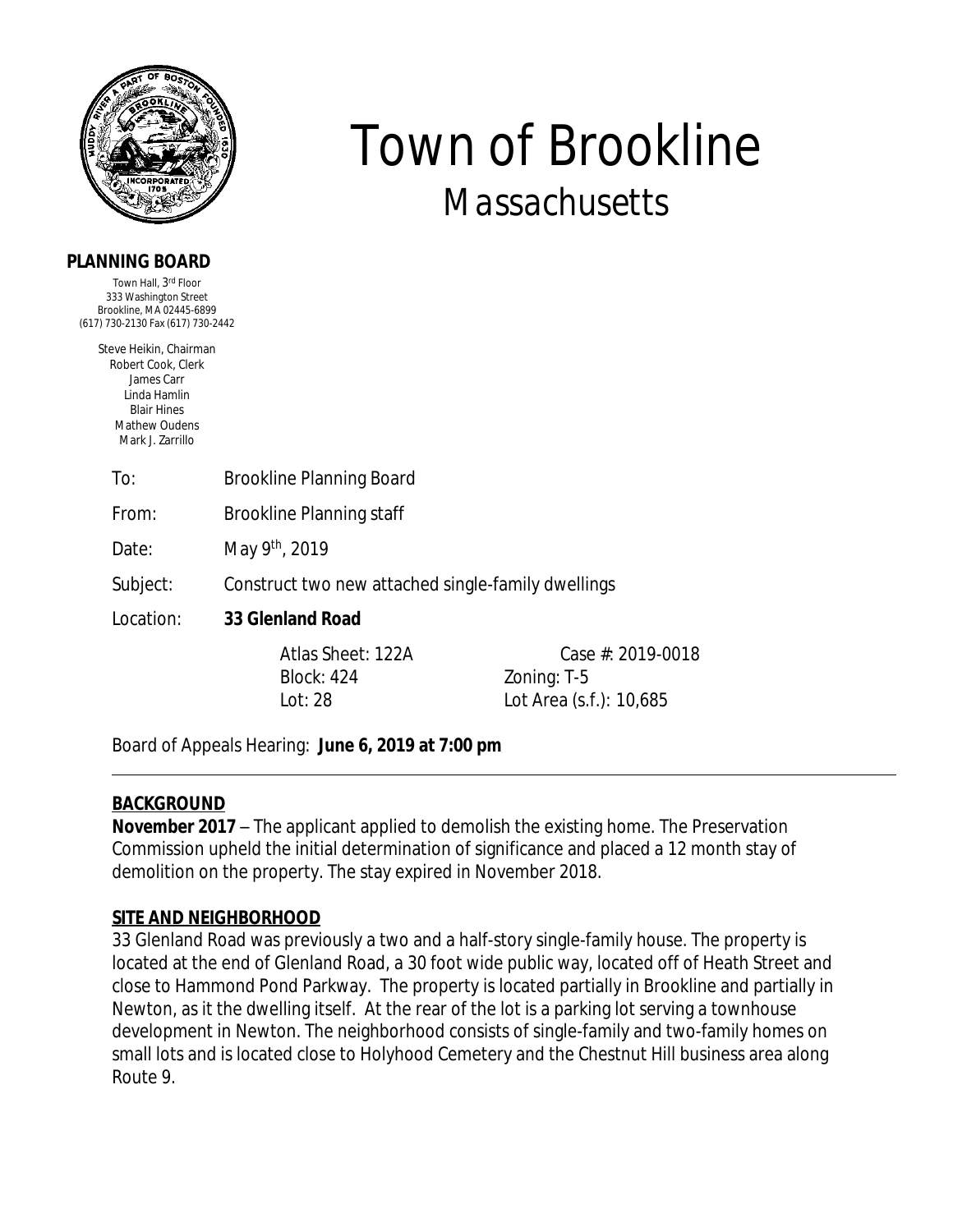# Town of Brookline
## Massachusetts

**PLANNING BOARD**

Town Hall, 3rd Floor
333 Washington Street
Brookline, MA 02445-6899
(617) 730-2130 Fax (617) 730-2442

Steve Heikin, Chairman
Robert Cook, Clerk
James Carr
Linda Hamlin
Blair Hines
Mathew Oudens
Mark J. Zarrillo

To: Brookline Planning Board

From: Brookline Planning staff

Date: May 9th, 2019

Subject: Construct two new attached single-family dwellings

Location: **33 Glenland Road**

| | |
|---|---|
| Atlas Sheet: 122A | Case #: 2019-0018 |
| Block: 424 | Zoning: T-5 |
| Lot: 28 | Lot Area (s.f.): 10,685 |

Board of Appeals Hearing: **June 6, 2019 at 7:00 pm**

---

**BACKGROUND**

**November 2017** – The applicant applied to demolish the existing home. The Preservation Commission upheld the initial determination of significance and placed a 12 month stay of demolition on the property. The stay expired in November 2018.

**SITE AND NEIGHBORHOOD**

33 Glenland Road was previously a two and a half-story single-family house. The property is located at the end of Glenland Road, a 30 foot wide public way, located off of Heath Street and close to Hammond Pond Parkway. The property is located partially in Brookline and partially in Newton, as it the dwelling itself. At the rear of the lot is a parking lot serving a townhouse development in Newton. The neighborhood consists of single-family and two-family homes on small lots and is located close to Holyhood Cemetery and the Chestnut Hill business area along Route 9.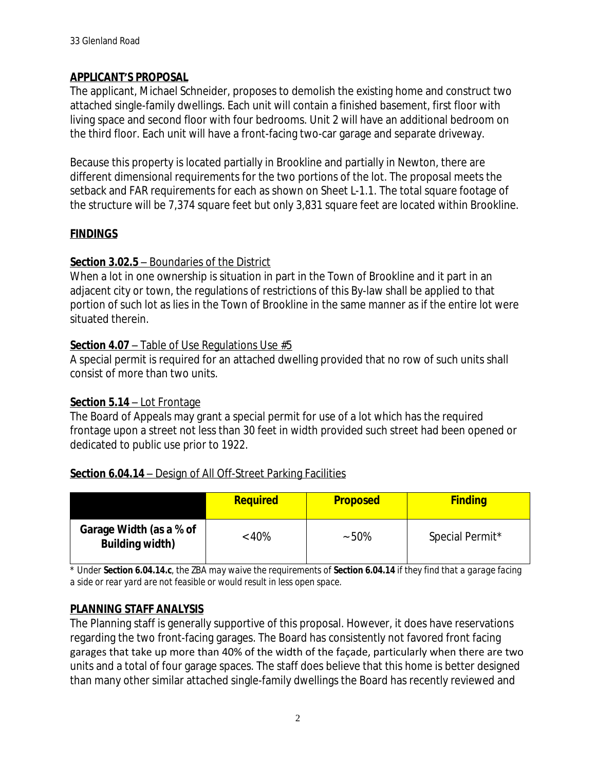## APPLICANT'S PROPOSAL

The applicant, Michael Schneider, proposes to demolish the existing home and construct two attached single-family dwellings. Each unit will contain a finished basement, first floor with living space and second floor with four bedrooms. Unit 2 will have an additional bedroom on the third floor. Each unit will have a front-facing two-car garage and separate driveway.

Because this property is located partially in Brookline and partially in Newton, there are different dimensional requirements for the two portions of the lot. The proposal meets the setback and FAR requirements for each as shown on Sheet L-1.1. The total square footage of the structure will be 7,374 square feet but only 3,831 square feet are located within Brookline.

## FINDINGS

**Section 3.02.5** – Boundaries of the District

When a lot in one ownership is situation in part in the Town of Brookline and it part in an adjacent city or town, the regulations of restrictions of this By-law shall be applied to that portion of such lot as lies in the Town of Brookline in the same manner as if the entire lot were situated therein.

**Section 4.07** – Table of Use Regulations Use #5

A special permit is required for an attached dwelling provided that no row of such units shall consist of more than two units.

**Section 5.14** – Lot Frontage

The Board of Appeals may grant a special permit for use of a lot which has the required frontage upon a street not less than 30 feet in width provided such street had been opened or dedicated to public use prior to 1922.

**Section 6.04.14** – Design of All Off-Street Parking Facilities

| | Required | Proposed | Finding |
|---|---|---|---|
| **Garage Width (as a % of Building width)** | <40% | ~50% | Special Permit* |

\* Under **Section 6.04.14.c**, the ZBA may waive the requirements of **Section 6.04.14** if they find that a garage facing a side or rear yard are not feasible or would result in less open space.

## PLANNING STAFF ANALYSIS

The Planning staff is generally supportive of this proposal. However, it does have reservations regarding the two front-facing garages. The Board has consistently not favored front facing garages that take up more than 40% of the width of the façade, particularly when there are two units and a total of four garage spaces. The staff does believe that this home is better designed than many other similar attached single-family dwellings the Board has recently reviewed and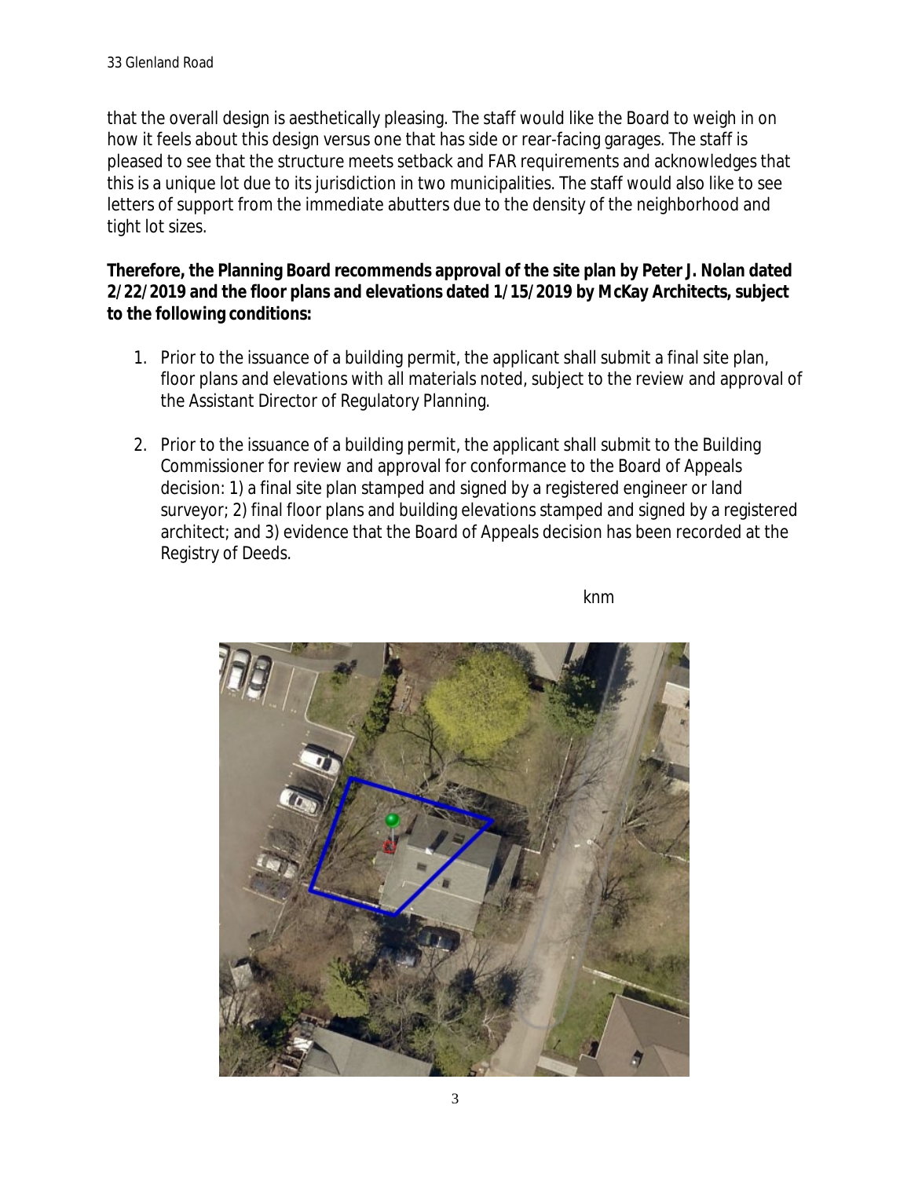that the overall design is aesthetically pleasing. The staff would like the Board to weigh in on how it feels about this design versus one that has side or rear-facing garages. The staff is pleased to see that the structure meets setback and FAR requirements and acknowledges that this is a unique lot due to its jurisdiction in two municipalities. The staff would also like to see letters of support from the immediate abutters due to the density of the neighborhood and tight lot sizes.

**Therefore, the Planning Board recommends approval of the site plan by Peter J. Nolan dated 2/22/2019 and the floor plans and elevations dated 1/15/2019 by McKay Architects, subject to the following conditions:**

1. Prior to the issuance of a building permit, the applicant shall submit a final site plan, floor plans and elevations with all materials noted, subject to the review and approval of the Assistant Director of Regulatory Planning.

2. Prior to the issuance of a building permit, the applicant shall submit to the Building Commissioner for review and approval for conformance to the Board of Appeals decision: 1) a final site plan stamped and signed by a registered engineer or land surveyor; 2) final floor plans and building elevations stamped and signed by a registered architect; and 3) evidence that the Board of Appeals decision has been recorded at the Registry of Deeds.

knm